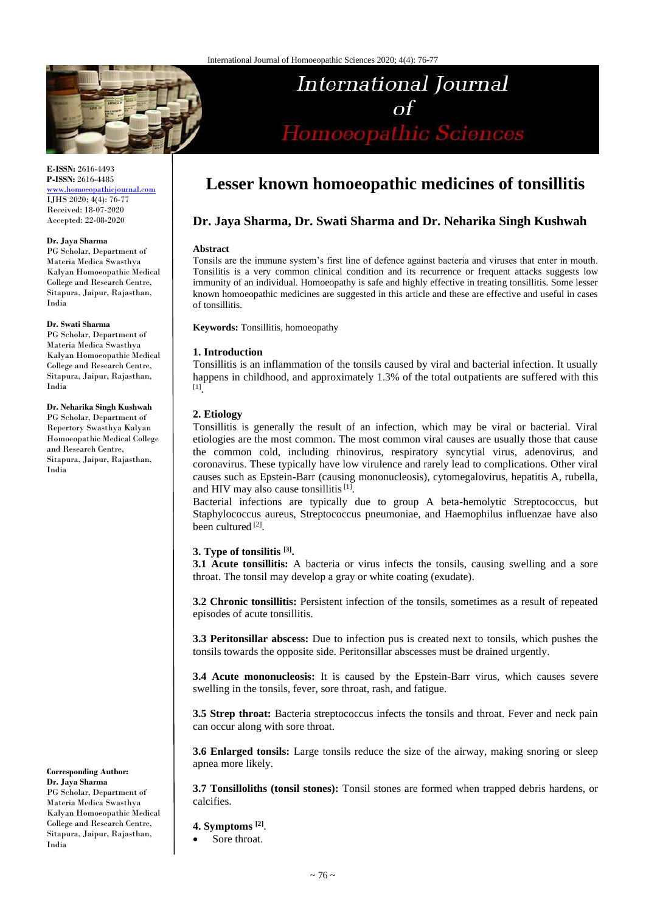# Lesser known homoeopathic medicines of tonsillitis

## Dr. Jaya Sharma, Dr. Swati Sharma and Dr. Neharika Singh Kushwah

**E-ISSN:** 2616-4493
**P-ISSN:** 2616-4485
www.homoeopathicjournal.com
IJHS 2020; 4(4): 76-77
Received: 18-07-2020
Accepted: 22-08-2020

**Dr. Jaya Sharma**
PG Scholar, Department of Materia Medica Swasthya Kalyan Homoeopathic Medical College and Research Centre, Sitapura, Jaipur, Rajasthan, India

**Dr. Swati Sharma**
PG Scholar, Department of Materia Medica Swasthya Kalyan Homoeopathic Medical College and Research Centre, Sitapura, Jaipur, Rajasthan, India

**Dr. Neharika Singh Kushwah**
PG Scholar, Department of Repertory Swasthya Kalyan Homoeopathic Medical College and Research Centre, Sitapura, Jaipur, Rajasthan, India

**Corresponding Author:**
**Dr. Jaya Sharma**
PG Scholar, Department of Materia Medica Swasthya Kalyan Homoeopathic Medical College and Research Centre, Sitapura, Jaipur, Rajasthan, India

**Abstract**

Tonsils are the immune system's first line of defence against bacteria and viruses that enter in mouth. Tonsilitis is a very common clinical condition and its recurrence or frequent attacks suggests low immunity of an individual. Homoeopathy is safe and highly effective in treating tonsillitis. Some lesser known homoeopathic medicines are suggested in this article and these are effective and useful in cases of tonsillitis.

**Keywords:** Tonsillitis, homoeopathy

### 1. Introduction

Tonsillitis is an inflammation of the tonsils caused by viral and bacterial infection. It usually happens in childhood, and approximately 1.3% of the total outpatients are suffered with this [1].

### 2. Etiology

Tonsillitis is generally the result of an infection, which may be viral or bacterial. Viral etiologies are the most common. The most common viral causes are usually those that cause the common cold, including rhinovirus, respiratory syncytial virus, adenovirus, and coronavirus. These typically have low virulence and rarely lead to complications. Other viral causes such as Epstein-Barr (causing mononucleosis), cytomegalovirus, hepatitis A, rubella, and HIV may also cause tonsillitis [1].

Bacterial infections are typically due to group A beta-hemolytic Streptococcus, but Staphylococcus aureus, Streptococcus pneumoniae, and Haemophilus influenzae have also been cultured [2].

### 3. Type of tonsilitis [3].

**3.1 Acute tonsillitis:** A bacteria or virus infects the tonsils, causing swelling and a sore throat. The tonsil may develop a gray or white coating (exudate).

**3.2 Chronic tonsillitis:** Persistent infection of the tonsils, sometimes as a result of repeated episodes of acute tonsillitis.

**3.3 Peritonsillar abscess:** Due to infection pus is created next to tonsils, which pushes the tonsils towards the opposite side. Peritonsillar abscesses must be drained urgently.

**3.4 Acute mononucleosis:** It is caused by the Epstein-Barr virus, which causes severe swelling in the tonsils, fever, sore throat, rash, and fatigue.

**3.5 Strep throat:** Bacteria streptococcus infects the tonsils and throat. Fever and neck pain can occur along with sore throat.

**3.6 Enlarged tonsils:** Large tonsils reduce the size of the airway, making snoring or sleep apnea more likely.

**3.7 Tonsilloliths (tonsil stones):** Tonsil stones are formed when trapped debris hardens, or calcifies.

### 4. Symptoms [2].

- Sore throat.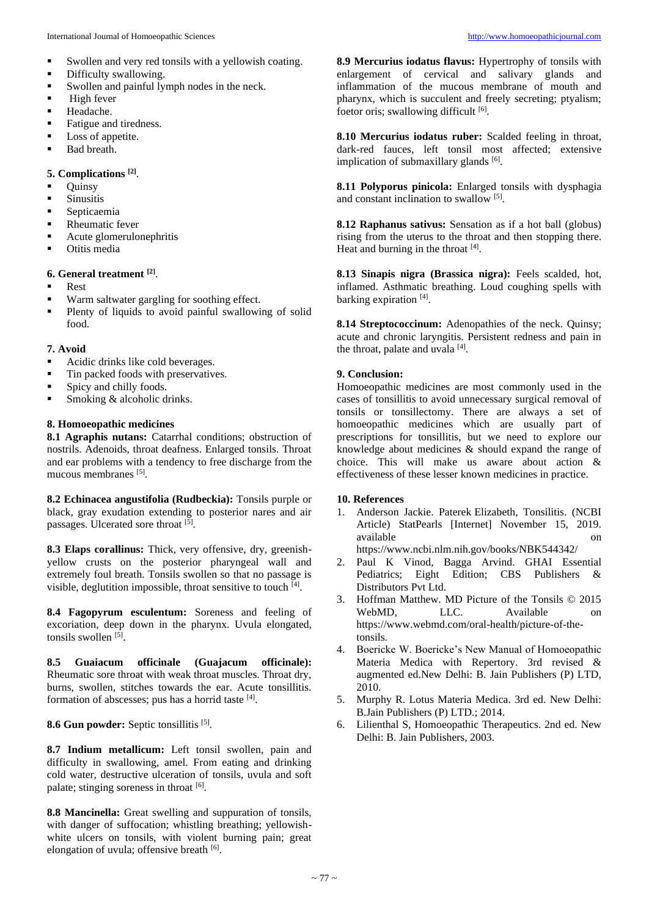- Swollen and very red tonsils with a yellowish coating.
- Difficulty swallowing.
- Swollen and painful lymph nodes in the neck.
- High fever
- Headache.
- Fatigue and tiredness.
- Loss of appetite.
- Bad breath.

### 5. Complications [2].

- Quinsy
- Sinusitis
- Septicaemia
- Rheumatic fever
- Acute glomerulonephritis
- Otitis media

### 6. General treatment [2].

- Rest
- Warm saltwater gargling for soothing effect.
- Plenty of liquids to avoid painful swallowing of solid food.

### 7. Avoid

- Acidic drinks like cold beverages.
- Tin packed foods with preservatives.
- Spicy and chilly foods.
- Smoking & alcoholic drinks.

### 8. Homoeopathic medicines

**8.1 Agraphis nutans:** Catarrhal conditions; obstruction of nostrils. Adenoids, throat deafness. Enlarged tonsils. Throat and ear problems with a tendency to free discharge from the mucous membranes [5].

**8.2 Echinacea angustifolia (Rudbeckia):** Tonsils purple or black, gray exudation extending to posterior nares and air passages. Ulcerated sore throat [5].

**8.3 Elaps corallinus:** Thick, very offensive, dry, greenish-yellow crusts on the posterior pharyngeal wall and extremely foul breath. Tonsils swollen so that no passage is visible, deglutition impossible, throat sensitive to touch [4].

**8.4 Fagopyrum esculentum:** Soreness and feeling of excoriation, deep down in the pharynx. Uvula elongated, tonsils swollen [5].

**8.5 Guaiacum officinale (Guajacum officinale):** Rheumatic sore throat with weak throat muscles. Throat dry, burns, swollen, stitches towards the ear. Acute tonsillitis. formation of abscesses; pus has a horrid taste [4].

**8.6 Gun powder:** Septic tonsillitis [5].

**8.7 Indium metallicum:** Left tonsil swollen, pain and difficulty in swallowing, amel. From eating and drinking cold water, destructive ulceration of tonsils, uvula and soft palate; stinging soreness in throat [6].

**8.8 Mancinella:** Great swelling and suppuration of tonsils, with danger of suffocation; whistling breathing; yellowish-white ulcers on tonsils, with violent burning pain; great elongation of uvula; offensive breath [6].

**8.9 Mercurius iodatus flavus:** Hypertrophy of tonsils with enlargement of cervical and salivary glands and inflammation of the mucous membrane of mouth and pharynx, which is succulent and freely secreting; ptyalism; foetor oris; swallowing difficult [6].

**8.10 Mercurius iodatus ruber:** Scalded feeling in throat, dark-red fauces, left tonsil most affected; extensive implication of submaxillary glands [6].

**8.11 Polyporus pinicola:** Enlarged tonsils with dysphagia and constant inclination to swallow [5].

**8.12 Raphanus sativus:** Sensation as if a hot ball (globus) rising from the uterus to the throat and then stopping there. Heat and burning in the throat [4].

**8.13 Sinapis nigra (Brassica nigra):** Feels scalded, hot, inflamed. Asthmatic breathing. Loud coughing spells with barking expiration [4].

**8.14 Streptococcinum:** Adenopathies of the neck. Quinsy; acute and chronic laryngitis. Persistent redness and pain in the throat, palate and uvala [4].

### 9. Conclusion:

Homoeopathic medicines are most commonly used in the cases of tonsillitis to avoid unnecessary surgical removal of tonsils or tonsillectomy. There are always a set of homoeopathic medicines which are usually part of prescriptions for tonsillitis, but we need to explore our knowledge about medicines & should expand the range of choice. This will make us aware about action & effectiveness of these lesser known medicines in practice.

### 10. References

1. Anderson Jackie. Paterek Elizabeth, Tonsilitis. (NCBI Article) StatPearls [Internet] November 15, 2019. available on https://www.ncbi.nlm.nih.gov/books/NBK544342/
2. Paul K Vinod, Bagga Arvind. GHAI Essential Pediatrics; Eight Edition; CBS Publishers & Distributors Pvt Ltd.
3. Hoffman Matthew. MD Picture of the Tonsils © 2015 WebMD, LLC. Available on https://www.webmd.com/oral-health/picture-of-the-tonsils.
4. Boericke W. Boericke's New Manual of Homoeopathic Materia Medica with Repertory. 3rd revised & augmented ed.New Delhi: B. Jain Publishers (P) LTD, 2010.
5. Murphy R. Lotus Materia Medica. 3rd ed. New Delhi: B.Jain Publishers (P) LTD.; 2014.
6. Lilienthal S, Homoeopathic Therapeutics. 2nd ed. New Delhi: B. Jain Publishers, 2003.